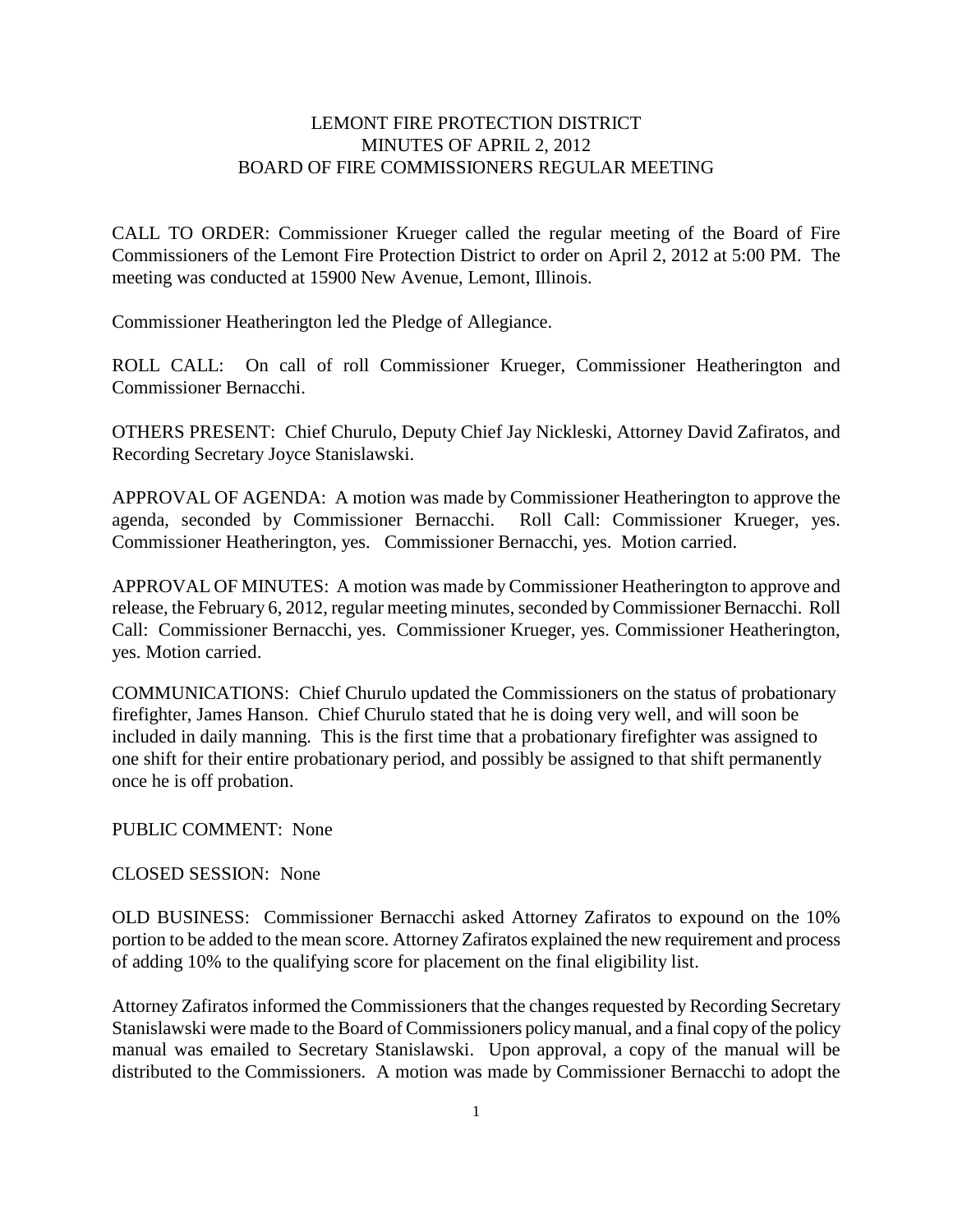# LEMONT FIRE PROTECTION DISTRICT
## MINUTES OF APRIL 2, 2012
## BOARD OF FIRE COMMISSIONERS REGULAR MEETING

CALL TO ORDER: Commissioner Krueger called the regular meeting of the Board of Fire Commissioners of the Lemont Fire Protection District to order on April 2, 2012 at 5:00 PM. The meeting was conducted at 15900 New Avenue, Lemont, Illinois.

Commissioner Heatherington led the Pledge of Allegiance.

ROLL CALL: On call of roll Commissioner Krueger, Commissioner Heatherington and Commissioner Bernacchi.

OTHERS PRESENT: Chief Churulo, Deputy Chief Jay Nickleski, Attorney David Zafiratos, and Recording Secretary Joyce Stanislawski.

APPROVAL OF AGENDA: A motion was made by Commissioner Heatherington to approve the agenda, seconded by Commissioner Bernacchi. Roll Call: Commissioner Krueger, yes. Commissioner Heatherington, yes. Commissioner Bernacchi, yes. Motion carried.

APPROVAL OF MINUTES: A motion was made by Commissioner Heatherington to approve and release, the February 6, 2012, regular meeting minutes, seconded by Commissioner Bernacchi. Roll Call: Commissioner Bernacchi, yes. Commissioner Krueger, yes. Commissioner Heatherington, yes. Motion carried.

COMMUNICATIONS: Chief Churulo updated the Commissioners on the status of probationary firefighter, James Hanson. Chief Churulo stated that he is doing very well, and will soon be included in daily manning. This is the first time that a probationary firefighter was assigned to one shift for their entire probationary period, and possibly be assigned to that shift permanently once he is off probation.

PUBLIC COMMENT: None

CLOSED SESSION: None

OLD BUSINESS: Commissioner Bernacchi asked Attorney Zafiratos to expound on the 10% portion to be added to the mean score. Attorney Zafiratos explained the new requirement and process of adding 10% to the qualifying score for placement on the final eligibility list.

Attorney Zafiratos informed the Commissioners that the changes requested by Recording Secretary Stanislawski were made to the Board of Commissioners policy manual, and a final copy of the policy manual was emailed to Secretary Stanislawski. Upon approval, a copy of the manual will be distributed to the Commissioners. A motion was made by Commissioner Bernacchi to adopt the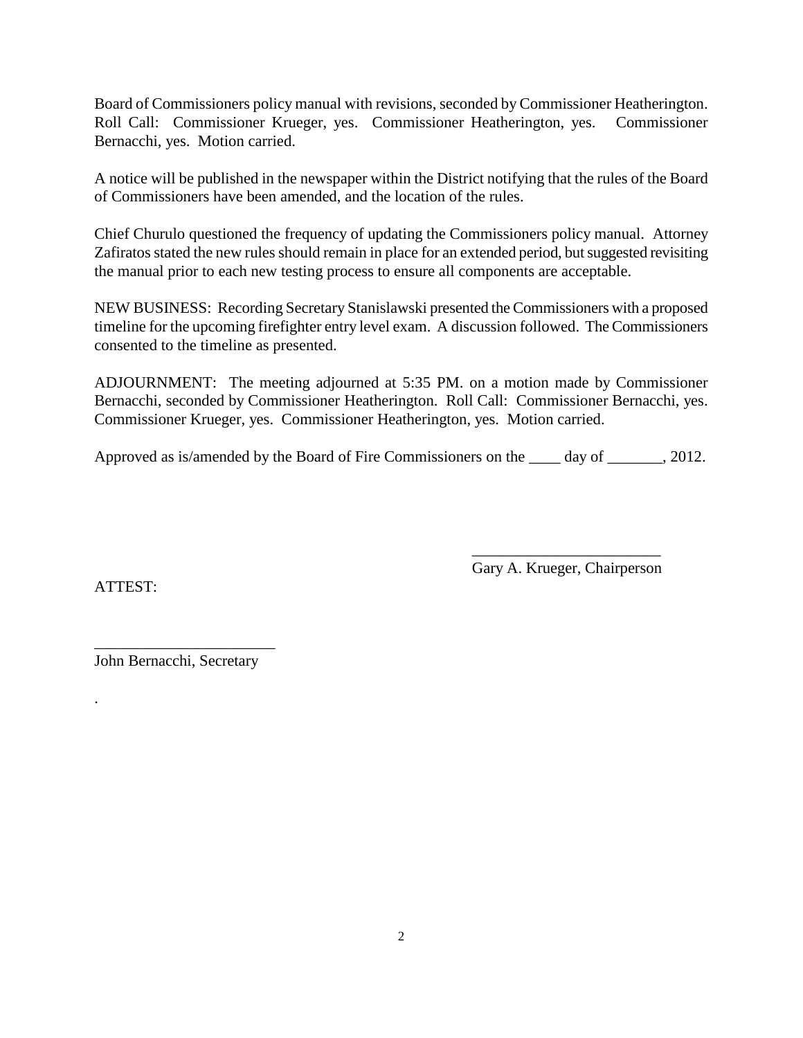Board of Commissioners policy manual with revisions, seconded by Commissioner Heatherington. Roll Call: Commissioner Krueger, yes. Commissioner Heatherington, yes. Commissioner Bernacchi, yes. Motion carried.

A notice will be published in the newspaper within the District notifying that the rules of the Board of Commissioners have been amended, and the location of the rules.

Chief Churulo questioned the frequency of updating the Commissioners policy manual. Attorney Zafiratos stated the new rules should remain in place for an extended period, but suggested revisiting the manual prior to each new testing process to ensure all components are acceptable.

NEW BUSINESS: Recording Secretary Stanislawski presented the Commissioners with a proposed timeline for the upcoming firefighter entry level exam. A discussion followed. The Commissioners consented to the timeline as presented.

ADJOURNMENT: The meeting adjourned at 5:35 PM. on a motion made by Commissioner Bernacchi, seconded by Commissioner Heatherington. Roll Call: Commissioner Bernacchi, yes. Commissioner Krueger, yes. Commissioner Heatherington, yes. Motion carried.

Approved as is/amended by the Board of Fire Commissioners on the ____ day of _______, 2012.

________________________
Gary A. Krueger, Chairperson

ATTEST:

________________________
John Bernacchi, Secretary

.